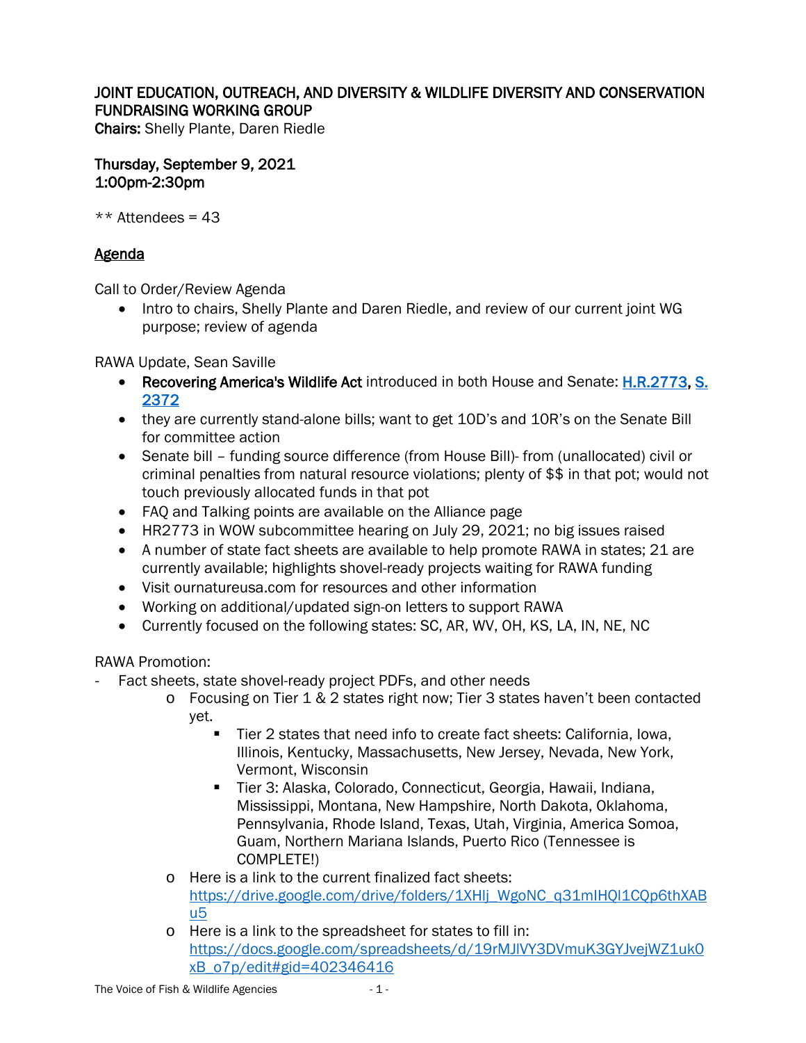JOINT EDUCATION, OUTREACH, AND DIVERSITY & WILDLIFE DIVERSITY AND CONSERVATION FUNDRAISING WORKING GROUP

**Chairs:** Shelly Plante, Daren Riedle

**Thursday, September 9, 2021**
**1:00pm-2:30pm**

** Attendees = 43

## Agenda

Call to Order/Review Agenda

- Intro to chairs, Shelly Plante and Daren Riedle, and review of our current joint WG purpose; review of agenda

RAWA Update, Sean Saville

- **Recovering America's Wildlife Act** introduced in both House and Senate: H.R.2773, S. 2372
- they are currently stand-alone bills; want to get 10D's and 10R's on the Senate Bill for committee action
- Senate bill – funding source difference (from House Bill)- from (unallocated) civil or criminal penalties from natural resource violations; plenty of $$ in that pot; would not touch previously allocated funds in that pot
- FAQ and Talking points are available on the Alliance page
- HR2773 in WOW subcommittee hearing on July 29, 2021; no big issues raised
- A number of state fact sheets are available to help promote RAWA in states; 21 are currently available; highlights shovel-ready projects waiting for RAWA funding
- Visit ournatureusa.com for resources and other information
- Working on additional/updated sign-on letters to support RAWA
- Currently focused on the following states: SC, AR, WV, OH, KS, LA, IN, NE, NC

RAWA Promotion:

- Fact sheets, state shovel-ready project PDFs, and other needs
  - Focusing on Tier 1 & 2 states right now; Tier 3 states haven't been contacted yet.
    - Tier 2 states that need info to create fact sheets: California, Iowa, Illinois, Kentucky, Massachusetts, New Jersey, Nevada, New York, Vermont, Wisconsin
    - Tier 3: Alaska, Colorado, Connecticut, Georgia, Hawaii, Indiana, Mississippi, Montana, New Hampshire, North Dakota, Oklahoma, Pennsylvania, Rhode Island, Texas, Utah, Virginia, America Somoa, Guam, Northern Mariana Islands, Puerto Rico (Tennessee is COMPLETE!)
  - Here is a link to the current finalized fact sheets: https://drive.google.com/drive/folders/1XHlj_WgoNC_q31mIHQl1CQp6thXABu5
  - Here is a link to the spreadsheet for states to fill in: https://docs.google.com/spreadsheets/d/19rMJlVY3DVmuK3GYJvejWZ1uk0xB_o7p/edit#gid=402346416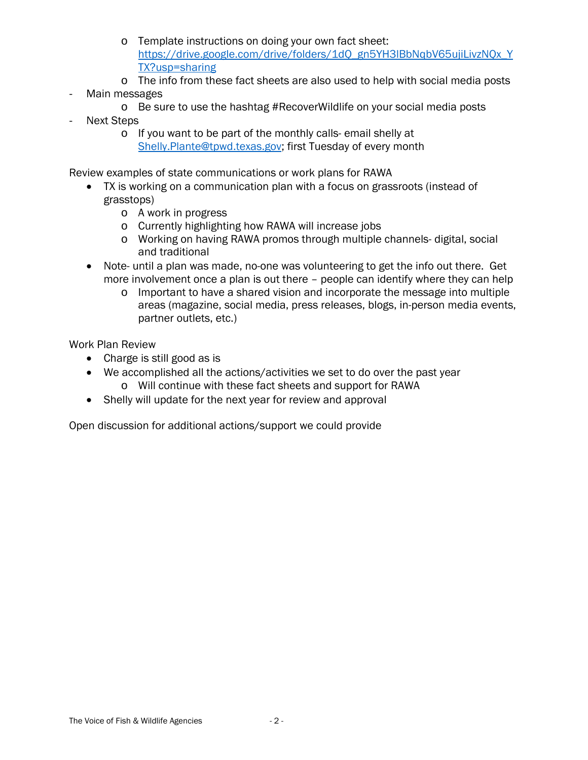- Template instructions on doing your own fact sheet: [https://drive.google.com/drive/folders/1dQ_gn5YH3IBbNqbV65ujiLivzNQx_YTX?usp=sharing](https://drive.google.com/drive/folders/1dQ_gn5YH3IBbNqbV65ujiLivzNQx_YTX?usp=sharing)
  - The info from these fact sheets are also used to help with social media posts
- Main messages
  - Be sure to use the hashtag #RecoverWildlife on your social media posts
- Next Steps
  - If you want to be part of the monthly calls- email shelly at [Shelly.Plante@tpwd.texas.gov](mailto:Shelly.Plante@tpwd.texas.gov); first Tuesday of every month

Review examples of state communications or work plans for RAWA

- TX is working on a communication plan with a focus on grassroots (instead of grasstops)
  - A work in progress
  - Currently highlighting how RAWA will increase jobs
  - Working on having RAWA promos through multiple channels- digital, social and traditional
- Note- until a plan was made, no-one was volunteering to get the info out there. Get more involvement once a plan is out there – people can identify where they can help
  - Important to have a shared vision and incorporate the message into multiple areas (magazine, social media, press releases, blogs, in-person media events, partner outlets, etc.)

Work Plan Review

- Charge is still good as is
- We accomplished all the actions/activities we set to do over the past year
  - Will continue with these fact sheets and support for RAWA
- Shelly will update for the next year for review and approval

Open discussion for additional actions/support we could provide